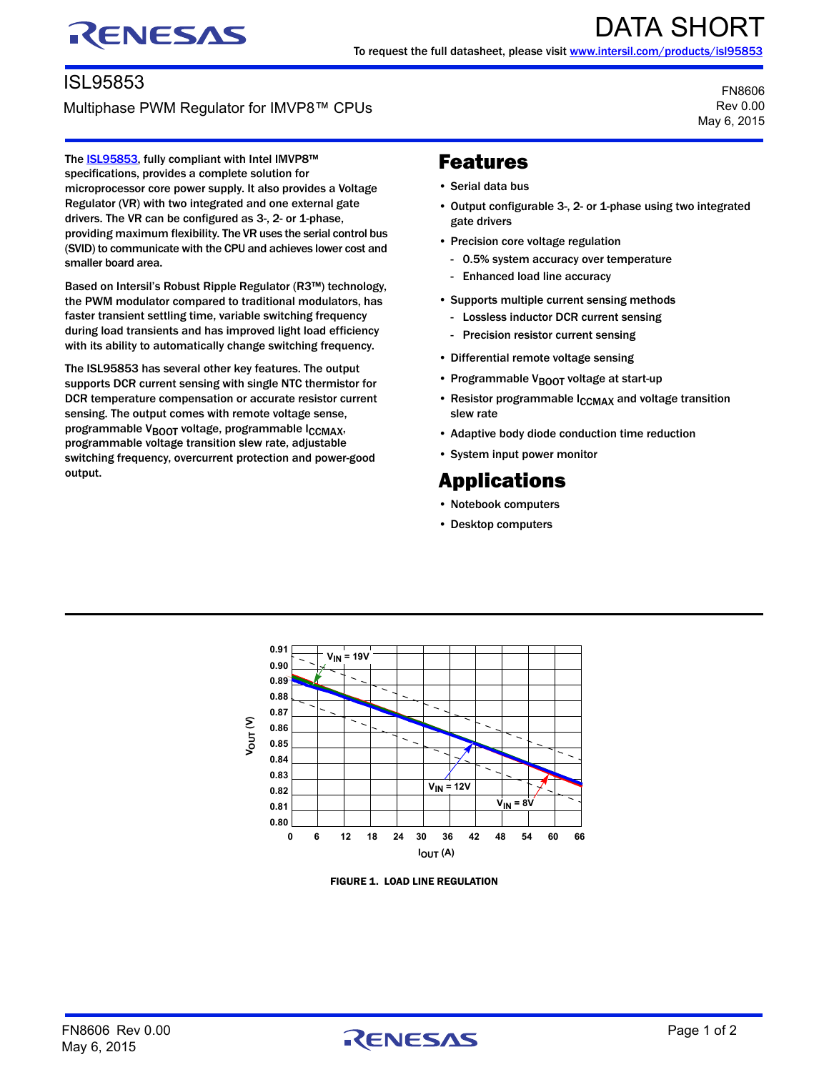DATA SHORT

To request the full datasheet, please visit www.intersil.com/products/isl95853

# ISL95853

## Multiphase PWM Regulator for IMVP8™ CPUs

FN8606
Rev 0.00
May 6, 2015

The ISL95853, fully compliant with Intel IMVP8™ specifications, provides a complete solution for microprocessor core power supply. It also provides a Voltage Regulator (VR) with two integrated and one external gate drivers. The VR can be configured as 3-, 2- or 1-phase, providing maximum flexibility. The VR uses the serial control bus (SVID) to communicate with the CPU and achieves lower cost and smaller board area.

Based on Intersil's Robust Ripple Regulator (R3™) technology, the PWM modulator compared to traditional modulators, has faster transient settling time, variable switching frequency during load transients and has improved light load efficiency with its ability to automatically change switching frequency.

The ISL95853 has several other key features. The output supports DCR current sensing with single NTC thermistor for DCR temperature compensation or accurate resistor current sensing. The output comes with remote voltage sense, programmable $V_{BOOT}$ voltage, programmable $I_{CCMAX}$, programmable voltage transition slew rate, adjustable switching frequency, overcurrent protection and power-good output.

## Features

- Serial data bus
- Output configurable 3-, 2- or 1-phase using two integrated gate drivers
- Precision core voltage regulation
  - 0.5% system accuracy over temperature
  - Enhanced load line accuracy
- Supports multiple current sensing methods
  - Lossless inductor DCR current sensing
  - Precision resistor current sensing
- Differential remote voltage sensing
- Programmable $V_{BOOT}$ voltage at start-up
- Resistor programmable $I_{CCMAX}$ and voltage transition slew rate
- Adaptive body diode conduction time reduction
- System input power monitor

## Applications

- Notebook computers
- Desktop computers

FIGURE 1. LOAD LINE REGULATION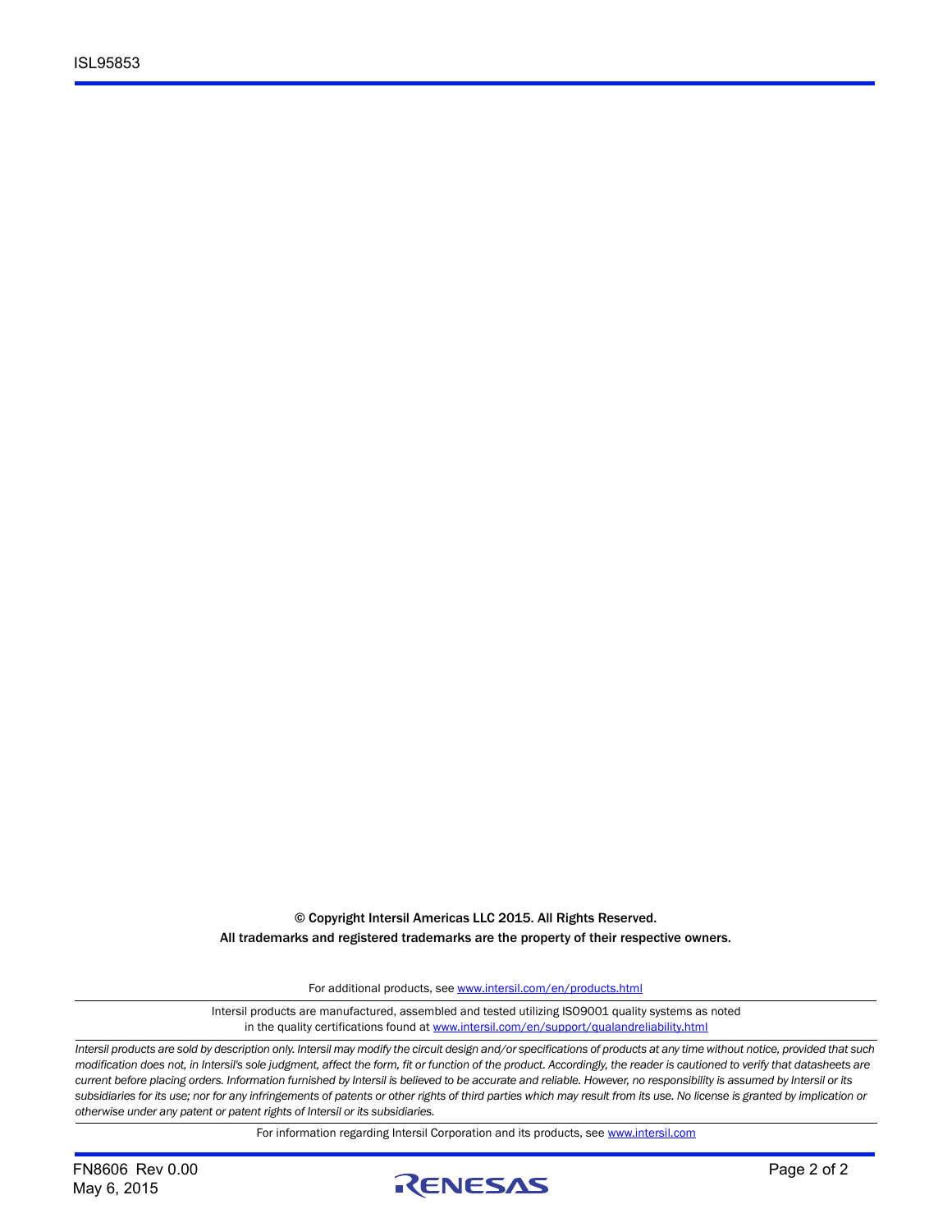**© Copyright Intersil Americas LLC 2015. All Rights Reserved.**
**All trademarks and registered trademarks are the property of their respective owners.**

For additional products, see www.intersil.com/en/products.html

Intersil products are manufactured, assembled and tested utilizing ISO9001 quality systems as noted in the quality certifications found at www.intersil.com/en/support/qualandreliability.html

*Intersil products are sold by description only. Intersil may modify the circuit design and/or specifications of products at any time without notice, provided that such modification does not, in Intersil's sole judgment, affect the form, fit or function of the product. Accordingly, the reader is cautioned to verify that datasheets are current before placing orders. Information furnished by Intersil is believed to be accurate and reliable. However, no responsibility is assumed by Intersil or its subsidiaries for its use; nor for any infringements of patents or other rights of third parties which may result from its use. No license is granted by implication or otherwise under any patent or patent rights of Intersil or its subsidiaries.*

For information regarding Intersil Corporation and its products, see www.intersil.com